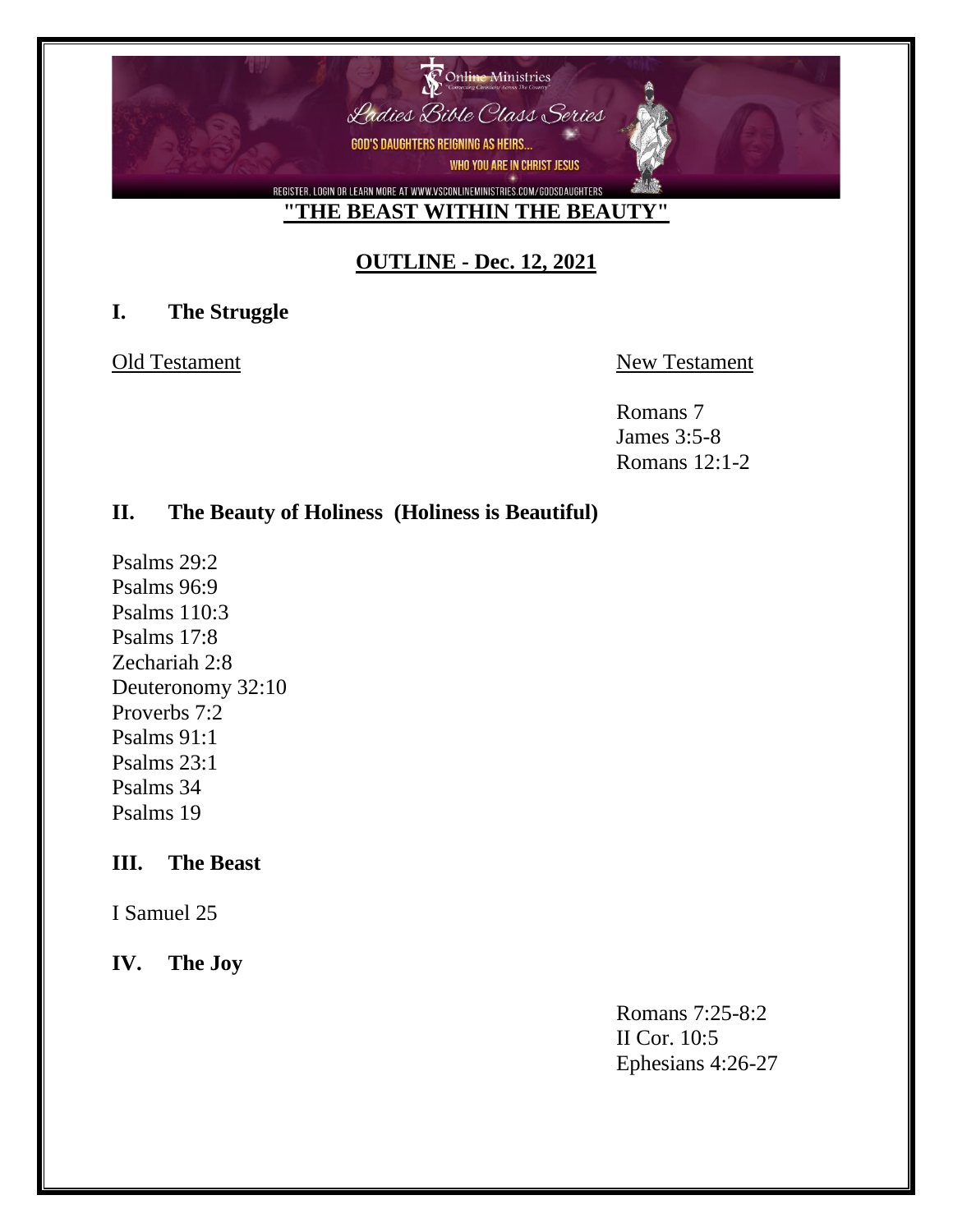Online Ministries

Ladies Bible Class Series

GOD'S DAUGHTERS REIGNING AS HEIRS...

WHO YOU ARE IN CHRIST JESUS

REGISTER, LOGIN OR LEARN MORE AT WWW.VSCONLINEMINISTRIES.COM/GODSDAUGHTERS

# "THE BEAST WITHIN THE BEAUTY"

## OUTLINE - Dec. 12, 2021

### I. The Struggle

Old Testament

New Testament

Romans 7
James 3:5-8
Romans 12:1-2

### II. The Beauty of Holiness (Holiness is Beautiful)

Psalms 29:2
Psalms 96:9
Psalms 110:3
Psalms 17:8
Zechariah 2:8
Deuteronomy 32:10
Proverbs 7:2
Psalms 91:1
Psalms 23:1
Psalms 34
Psalms 19

### III. The Beast

I Samuel 25

### IV. The Joy

Romans 7:25-8:2
II Cor. 10:5
Ephesians 4:26-27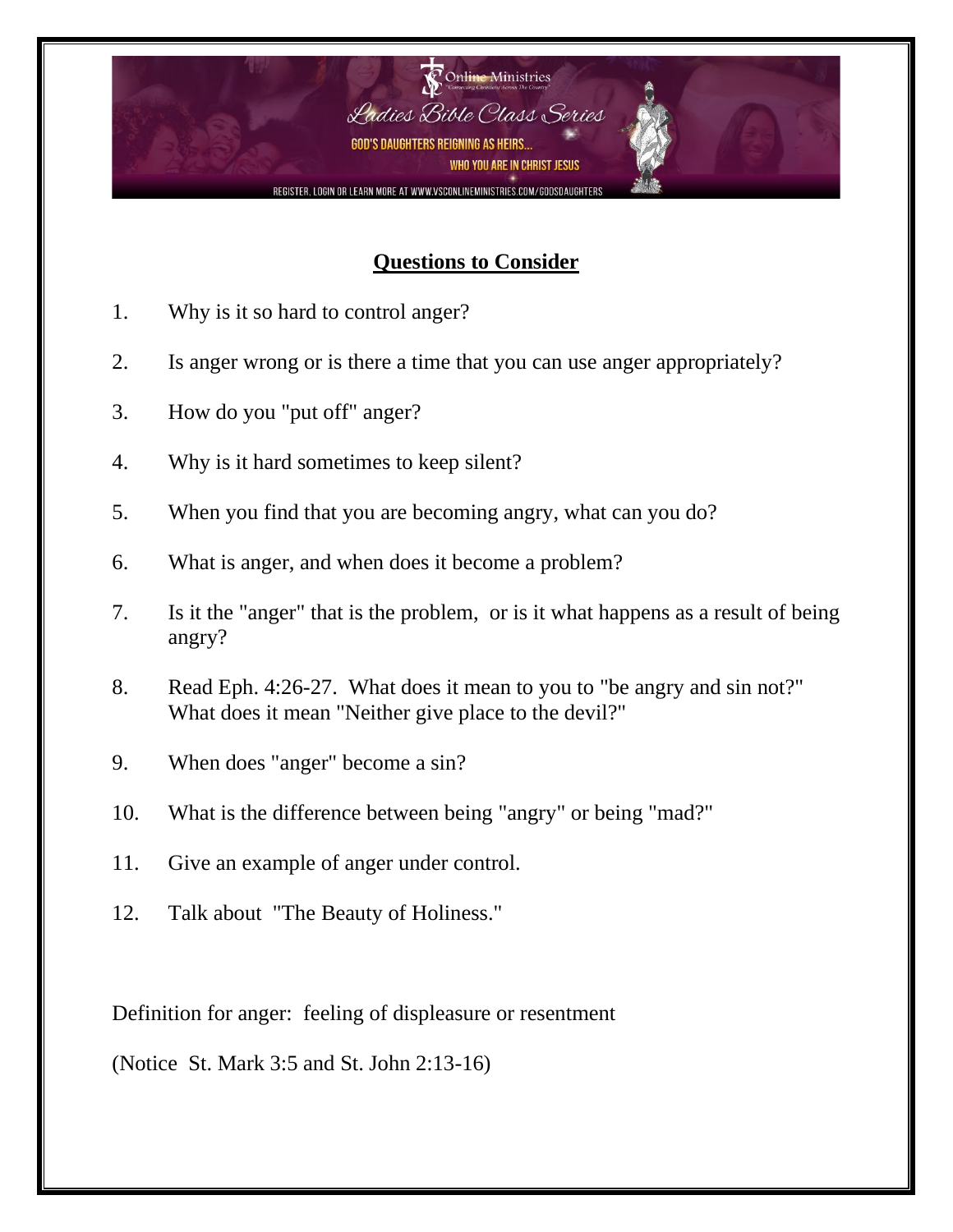## Questions to Consider

1. Why is it so hard to control anger?
2. Is anger wrong or is there a time that you can use anger appropriately?
3. How do you "put off" anger?
4. Why is it hard sometimes to keep silent?
5. When you find that you are becoming angry, what can you do?
6. What is anger, and when does it become a problem?
7. Is it the "anger" that is the problem, or is it what happens as a result of being angry?
8. Read Eph. 4:26-27. What does it mean to you to "be angry and sin not?" What does it mean "Neither give place to the devil?"
9. When does "anger" become a sin?
10. What is the difference between being "angry" or being "mad?"
11. Give an example of anger under control.
12. Talk about "The Beauty of Holiness."

Definition for anger: feeling of displeasure or resentment

(Notice St. Mark 3:5 and St. John 2:13-16)